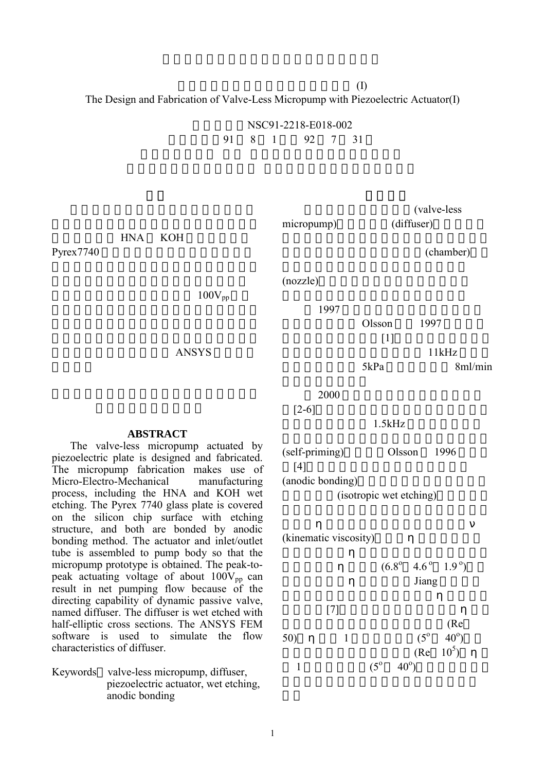(I)

The Design and Fabrication of Valve-Less Micropump with Piezoelectric Actuator(I)

NSC91-2218-E018-002

91 8 1 92 7 31

HNA KOH

Pyrex7740

$100V_{pp}$

ANSYS

## ABSTRACT

The valve-less micropump actuated by piezoelectric plate is designed and fabricated. The micropump fabrication makes use of Micro-Electro-Mechanical manufacturing process, including the HNA and KOH wet etching. The Pyrex 7740 glass plate is covered on the silicon chip surface with etching structure, and both are bonded by anodic bonding method. The actuator and inlet/outlet tube is assembled to pump body so that the micropump prototype is obtained. The peak-to-peak actuating voltage of about $100V_{pp}$ can result in net pumping flow because of the directing capability of dynamic passive valve, named diffuser. The diffuser is wet etched with half-elliptic cross sections. The ANSYS FEM software is used to simulate the flow characteristics of diffuser.

Keywords valve-less micropump, diffuser, piezoelectric actuator, wet etching, anodic bonding

(valve-less micropump) (diffuser) (chamber) (nozzle)

1997 Olsson 1997 [1] 11kHz 5kPa 8ml/min

2000 [2-6] 1.5kHz (self-priming) Olsson 1996 [4] (anodic bonding) (isotropic wet etching)

η ν (kinematic viscosity) η η η ($6.8^{o}$ $4.6^{o}$ $1.9^{o}$) η Jiang η [7] η (Re 50) η 1 ($5^{o}$ $40^{o}$) (Re $10^{5}$) η 1 ($5^{o}$ $40^{o}$)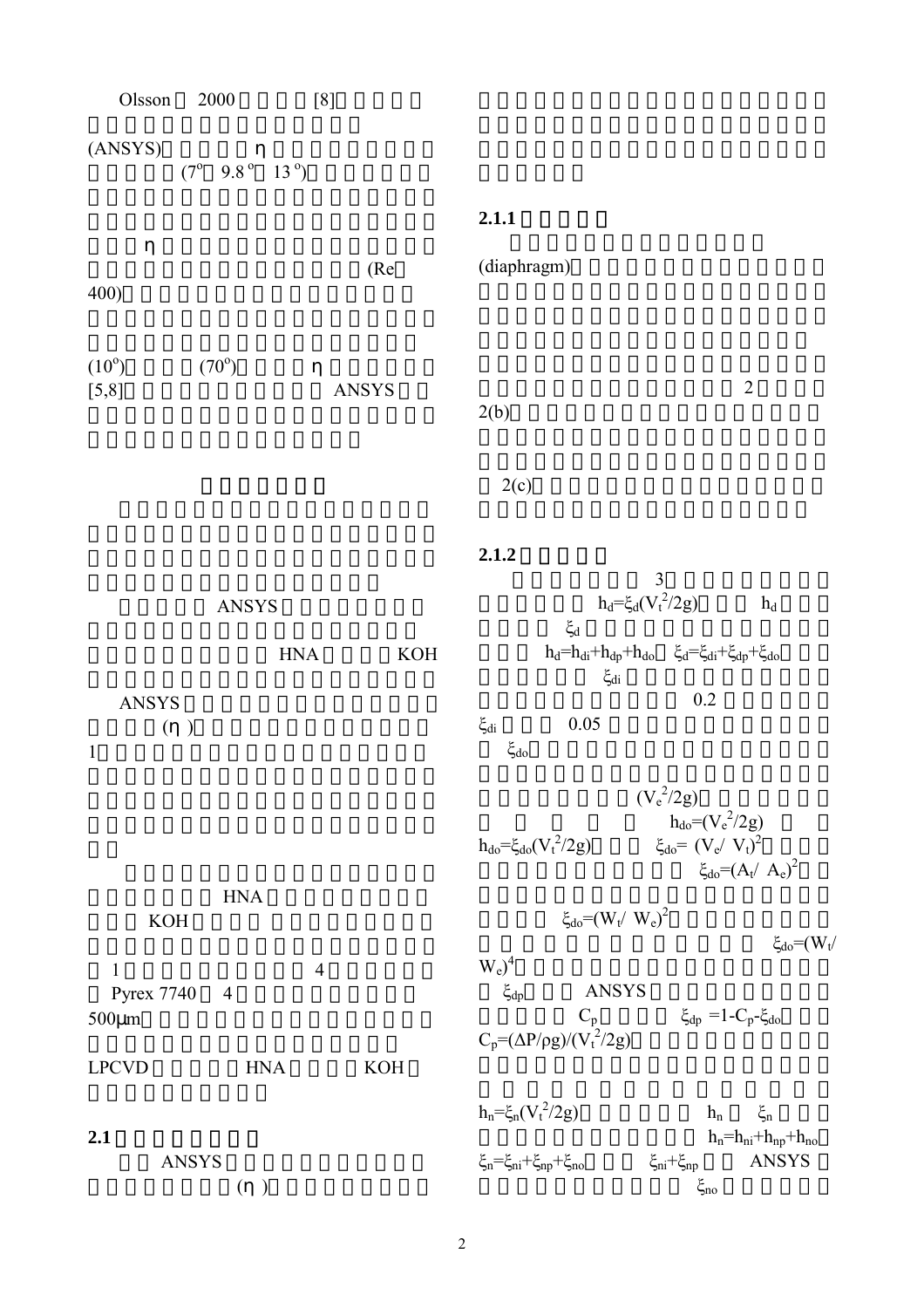Olsson 2000 [8]

(ANSYS) η
(7° 9.8° 13°)

η
(Re
400)

(10°) (70°) η
[5,8] ANSYS

ANSYS

HNA KOH

ANSYS
(η)
1

HNA
KOH

1 4
Pyrex 7740 4
500μm

LPCVD HNA KOH

**2.1**

ANSYS
(η)

**2.1.1**

(diaphragm)

2
2(b)

2(c)

**2.1.2**

3
$h_d=\xi_d(V_t^2/2g)$ $h_d$
$\xi_d$
$h_d=h_{di}+h_{dp}+h_{do}$ $\xi_d=\xi_{di}+\xi_{dp}+\xi_{do}$
$\xi_{di}$
0.2
$\xi_{di}$ 0.05
$\xi_{do}$

$(V_e^2/2g)$
$h_{do}=(V_e^2/2g)$
$h_{do}=\xi_{do}(V_t^2/2g)$ $\xi_{do}=(V_e/V_t)^2$
$\xi_{do}=(A_t/A_e)^2$

$\xi_{do}=(W_t/W_e)^2$
$\xi_{do}=(W_t/W_e)^4$
$\xi_{dp}$ ANSYS
$C_p$ $\xi_{dp}=1-C_p-\xi_{do}$
$C_p=(\Delta P/\rho g)/(V_t^2/2g)$

$h_n=\xi_n(V_t^2/2g)$ $h_n$ $\xi_n$
$h_n=h_{ni}+h_{np}+h_{no}$
$\xi_n=\xi_{ni}+\xi_{np}+\xi_{no}$ $\xi_{ni}+\xi_{np}$ ANSYS
$\xi_{no}$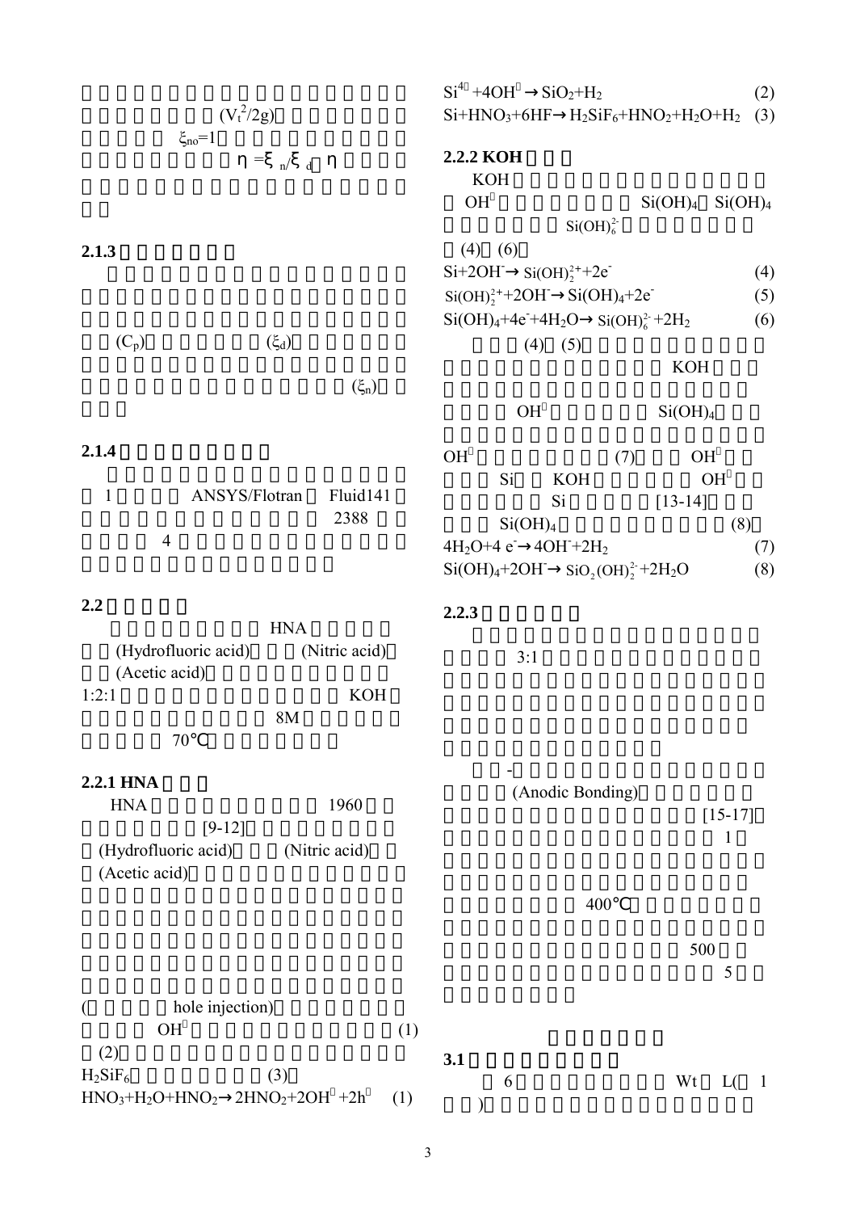$(V_t^2/2g)$

$\xi_{no}=1$

$\eta = \xi_n/\xi_d$ $\eta$

### 2.1.3

$(C_p)$ $(\xi_d)$

$(\xi_n)$

### 2.1.4

1 ANSYS/Flotran Fluid141 2388

4

## 2.2

HNA

(Hydrofluoric acid) (Nitric acid) (Acetic acid)

1:2:1 KOH

8M

70°C

### 2.2.1 HNA

HNA 1960

[9-12]

(Hydrofluoric acid) (Nitric acid) (Acetic acid)

( hole injection)

$OH^-$ (1)

(2)

$H_2SiF_6$ (3)

$$HNO_3+H_2O+HNO_2 \rightarrow 2HNO_2+2OH^- +2h^+ \quad (1)$$

$$Si^{4+} +4OH^- \rightarrow SiO_2+H_2 \quad (2)$$

$$Si+HNO_3+6HF \rightarrow H_2SiF_6+HNO_2+H_2O+H_2 \quad (3)$$

### 2.2.2 KOH

KOH

$OH^-$ $Si(OH)_4$ $Si(OH)_4$

$Si(OH)_6^{2-}$

(4) (6)

$$Si+2OH^- \rightarrow Si(OH)_2^{2+}+2e^- \quad (4)$$

$$Si(OH)_2^{2+}+2OH^- \rightarrow Si(OH)_4+2e^- \quad (5)$$

$$Si(OH)_4+4e^-+4H_2O \rightarrow Si(OH)_6^{2-}+2H_2 \quad (6)$$

(4) (5)

KOH

$OH^-$ $Si(OH)_4$

$OH^-$ (7) $OH^-$

Si KOH $OH^-$

Si [13-14]

$Si(OH)_4$ (8)

$$4H_2O+4e^- \rightarrow 4OH^-+2H_2 \quad (7)$$

$$Si(OH)_4+2OH^- \rightarrow SiO_2(OH)_2^{2-}+2H_2O \quad (8)$$

### 2.2.3

3:1

-

(Anodic Bonding)

[15-17]

1

400°C

500

5

## 3.1

6 Wt L( 1

)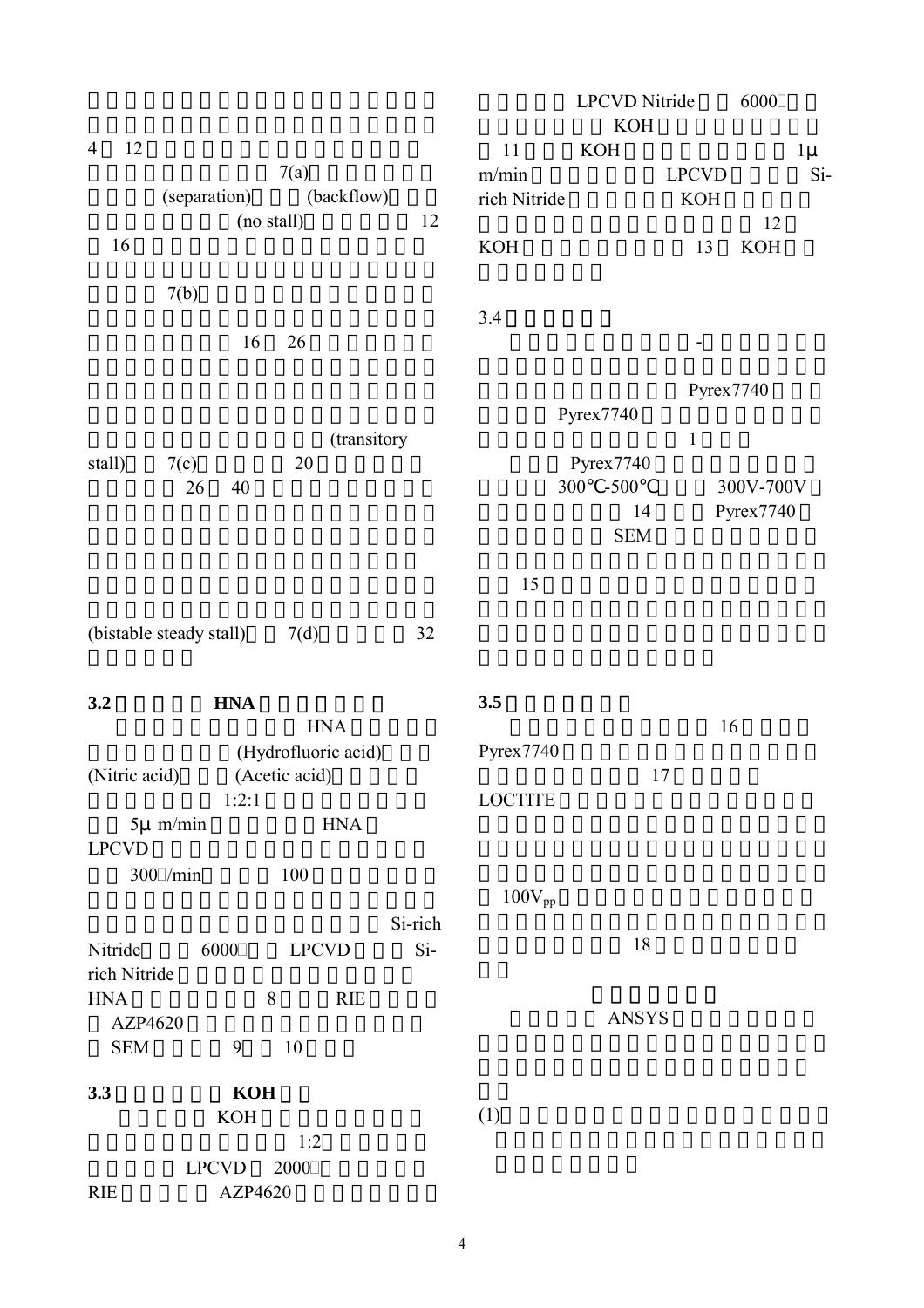4 12

7(a)

(separation) (backflow)

(no stall) 12

16

7(b)

16 26

(transitory stall) 7(c) 20

26 40

(bistable steady stall) 7(d) 32

**3.2 HNA**

HNA

(Hydrofluoric acid)

(Nitric acid) (Acetic acid)

1:2:1

5μ m/min HNA

LPCVD

300 /min 100

Si-rich Nitride 6000 LPCVD Si-rich Nitride

HNA 8 RIE

AZP4620

SEM 9 10

**3.3 KOH**

KOH

1:2

LPCVD 2000

RIE AZP4620

LPCVD Nitride 6000

KOH

11 KOH 1μ m/min LPCVD Si-rich Nitride KOH

12

KOH 13 KOH

3.4

-

Pyrex7740

Pyrex7740

1

Pyrex7740

300℃-500℃ 300V-700V

14 Pyrex7740

SEM

15

**3.5**

16

Pyrex7740

17

LOCTITE

$100V_{pp}$

18

ANSYS

(1)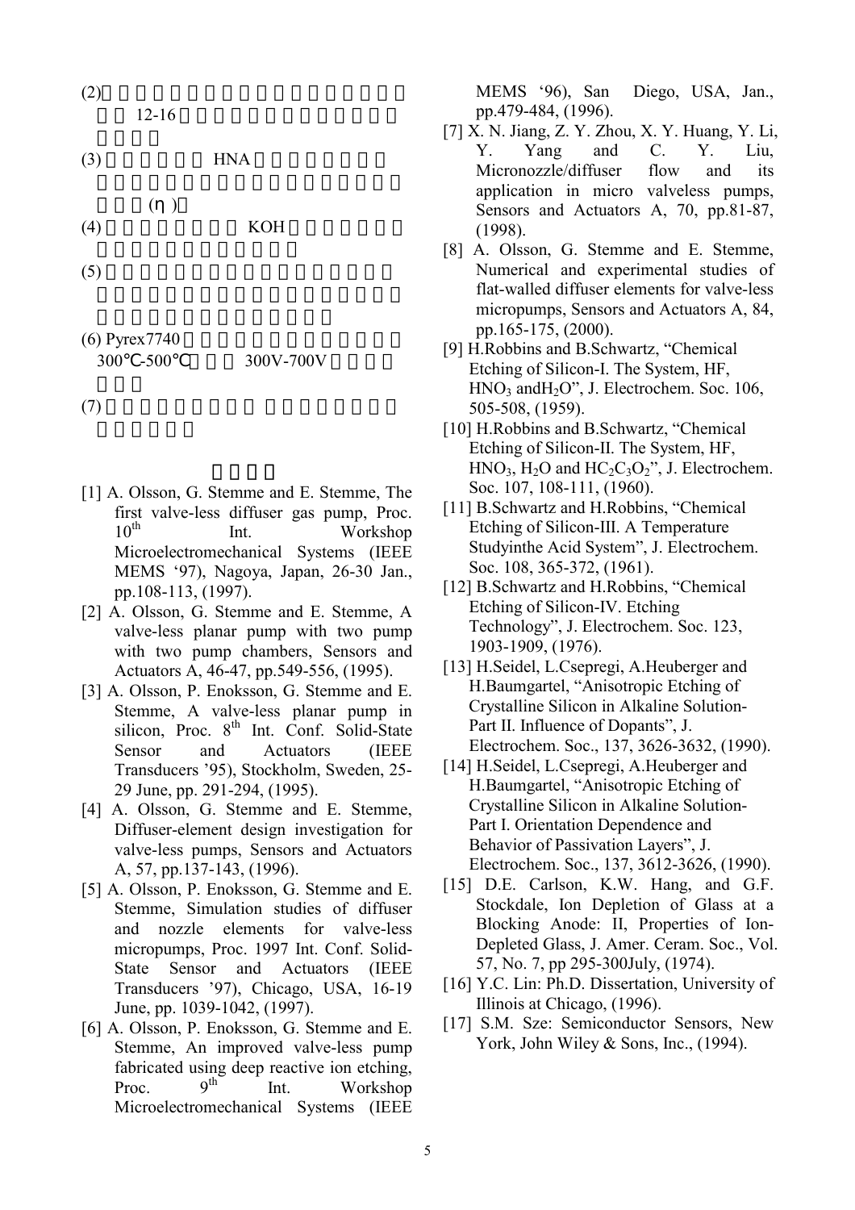(2) 12-16

(3) HNA

(η)

(4) KOH

(5)

(6) Pyrex7740
300℃-500℃ 300V-700V

(7)

[1] A. Olsson, G. Stemme and E. Stemme, The first valve-less diffuser gas pump, Proc. $10^{th}$ Int. Workshop Microelectromechanical Systems (IEEE MEMS '97), Nagoya, Japan, 26-30 Jan., pp.108-113, (1997).

[2] A. Olsson, G. Stemme and E. Stemme, A valve-less planar pump with two pump with two pump chambers, Sensors and Actuators A, 46-47, pp.549-556, (1995).

[3] A. Olsson, P. Enoksson, G. Stemme and E. Stemme, A valve-less planar pump in silicon, Proc. $8^{th}$ Int. Conf. Solid-State Sensor and Actuators (IEEE Transducers '95), Stockholm, Sweden, 25-29 June, pp. 291-294, (1995).

[4] A. Olsson, G. Stemme and E. Stemme, Diffuser-element design investigation for valve-less pumps, Sensors and Actuators A, 57, pp.137-143, (1996).

[5] A. Olsson, P. Enoksson, G. Stemme and E. Stemme, Simulation studies of diffuser and nozzle elements for valve-less micropumps, Proc. 1997 Int. Conf. Solid-State Sensor and Actuators (IEEE Transducers '97), Chicago, USA, 16-19 June, pp. 1039-1042, (1997).

[6] A. Olsson, P. Enoksson, G. Stemme and E. Stemme, An improved valve-less pump fabricated using deep reactive ion etching, Proc. $9^{th}$ Int. Workshop Microelectromechanical Systems (IEEE MEMS '96), San Diego, USA, Jan., pp.479-484, (1996).

[7] X. N. Jiang, Z. Y. Zhou, X. Y. Huang, Y. Li, Y. Yang and C. Y. Liu, Micronozzle/diffuser flow and its application in micro valveless pumps, Sensors and Actuators A, 70, pp.81-87, (1998).

[8] A. Olsson, G. Stemme and E. Stemme, Numerical and experimental studies of flat-walled diffuser elements for valve-less micropumps, Sensors and Actuators A, 84, pp.165-175, (2000).

[9] H.Robbins and B.Schwartz, "Chemical Etching of Silicon-I. The System, HF, $HNO_3$ and$H_2O$", J. Electrochem. Soc. 106, 505-508, (1959).

[10] H.Robbins and B.Schwartz, "Chemical Etching of Silicon-II. The System, HF, $HNO_3$, $H_2O$ and $HC_2C_3O_2$", J. Electrochem. Soc. 107, 108-111, (1960).

[11] B.Schwartz and H.Robbins, "Chemical Etching of Silicon-III. A Temperature Studyinthe Acid System", J. Electrochem. Soc. 108, 365-372, (1961).

[12] B.Schwartz and H.Robbins, "Chemical Etching of Silicon-IV. Etching Technology", J. Electrochem. Soc. 123, 1903-1909, (1976).

[13] H.Seidel, L.Csepregi, A.Heuberger and H.Baumgartel, "Anisotropic Etching of Crystalline Silicon in Alkaline Solution-Part II. Influence of Dopants", J. Electrochem. Soc., 137, 3626-3632, (1990).

[14] H.Seidel, L.Csepregi, A.Heuberger and H.Baumgartel, "Anisotropic Etching of Crystalline Silicon in Alkaline Solution-Part I. Orientation Dependence and Behavior of Passivation Layers", J. Electrochem. Soc., 137, 3612-3626, (1990).

[15] D.E. Carlson, K.W. Hang, and G.F. Stockdale, Ion Depletion of Glass at a Blocking Anode: II, Properties of Ion-Depleted Glass, J. Amer. Ceram. Soc., Vol. 57, No. 7, pp 295-300July, (1974).

[16] Y.C. Lin: Ph.D. Dissertation, University of Illinois at Chicago, (1996).

[17] S.M. Sze: Semiconductor Sensors, New York, John Wiley & Sons, Inc., (1994).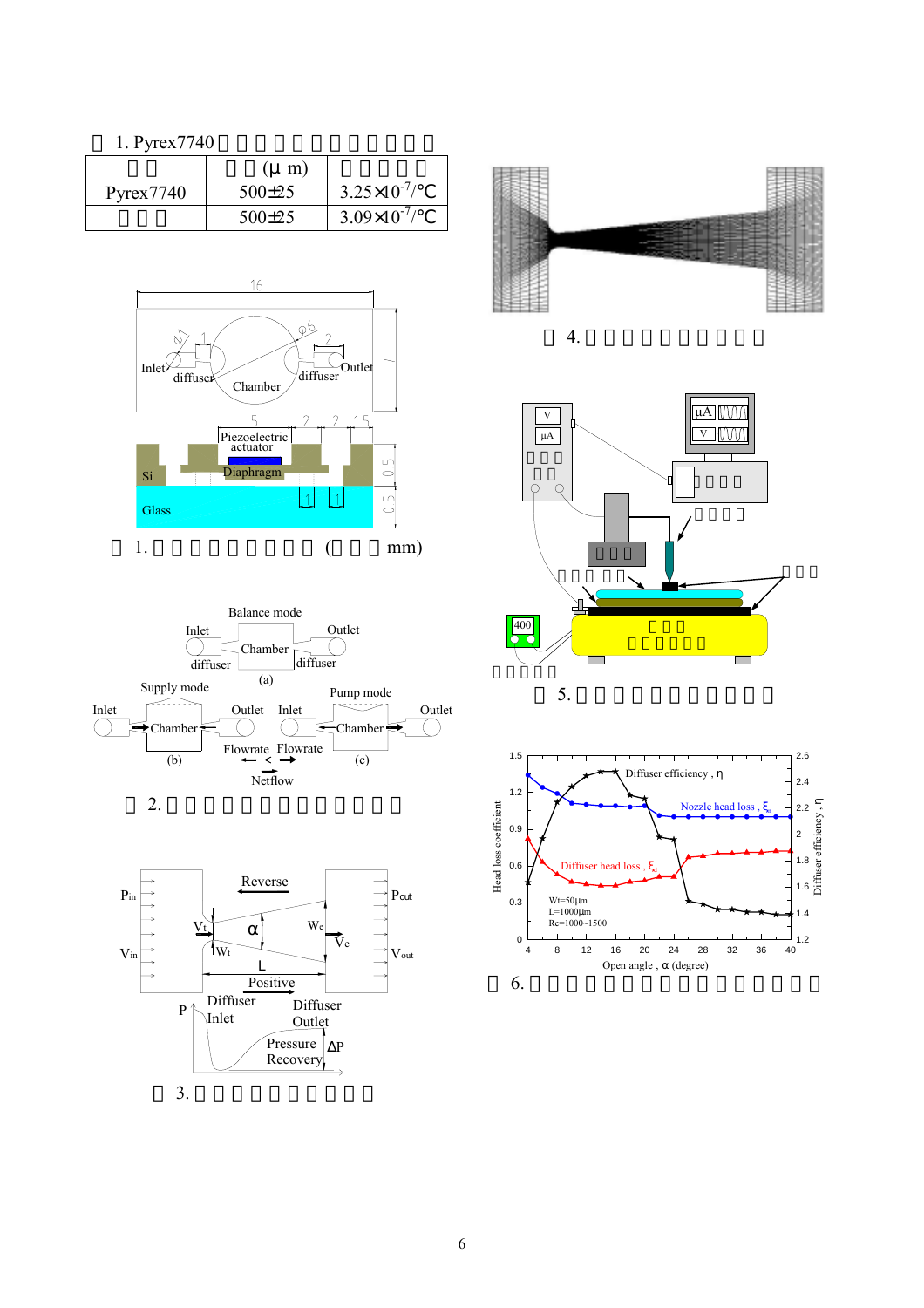表 1. Pyrex7740

|  | (μm) |  |
|---|---|---|
| Pyrex7740 | 500±25 | $3.25\times10^{-7}$/℃ |
|  | 500±25 | $3.09\times10^{-7}$/℃ |

图 1. (mm)

图 2.

图 3.

图 4.

图 5.

图 6.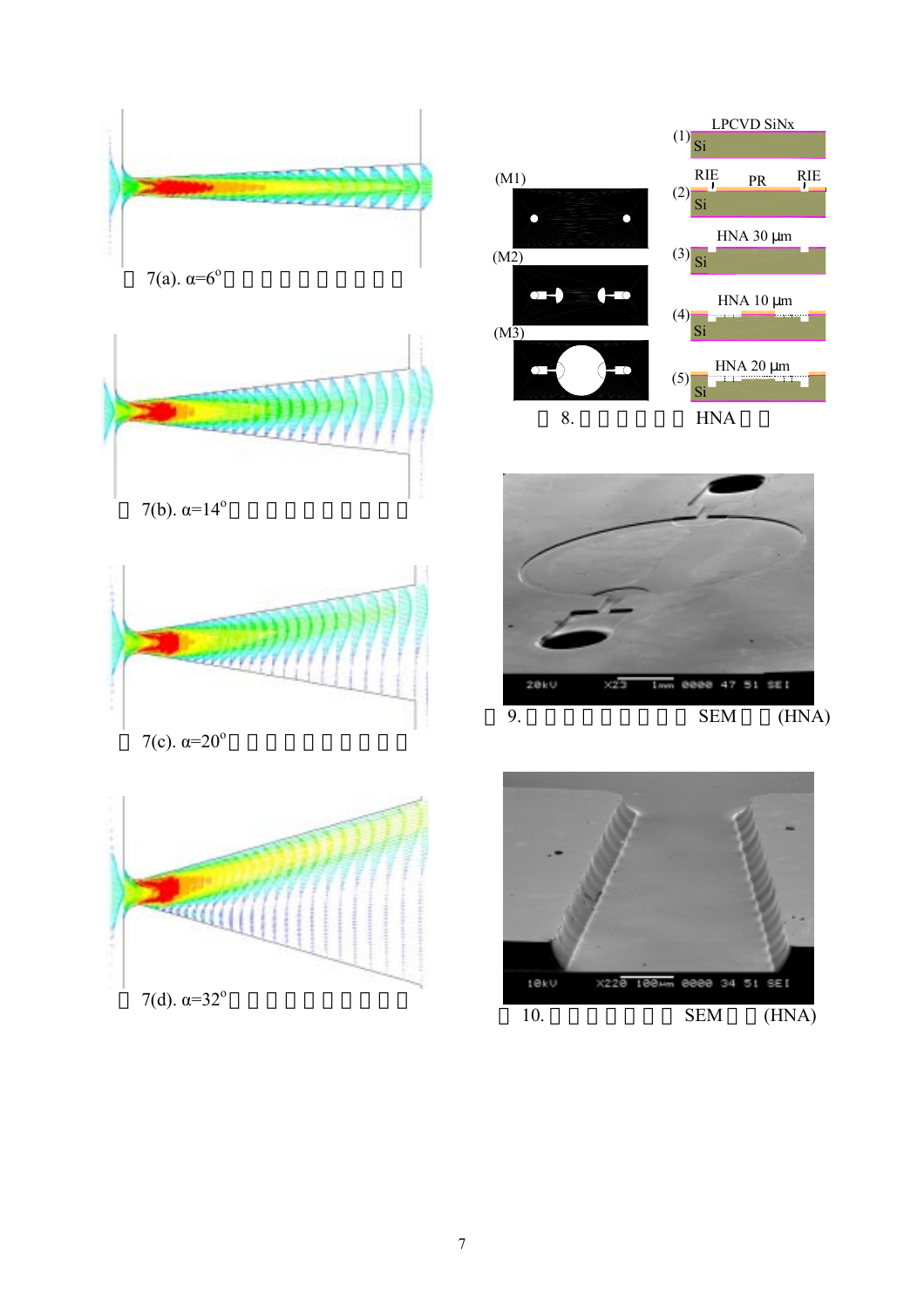圖 7(a). α=6° 

圖 7(b). α=14° 

圖 7(c). α=20° 

圖 7(d). α=32° 

(1) LPCVD SiNx
Si

(M1)

(2) RIE PR RIE
Si

(M2)

(3) HNA 30 μm
Si

(M3)

(4) HNA 10 μm
Si

(5) HNA 20 μm
Si

圖 8. HNA

20kV X23 1mm 0000 47 51 SEI

圖 9. SEM (HNA)

10kV X220 100μm 0000 34 51 SEI

圖 10. SEM (HNA)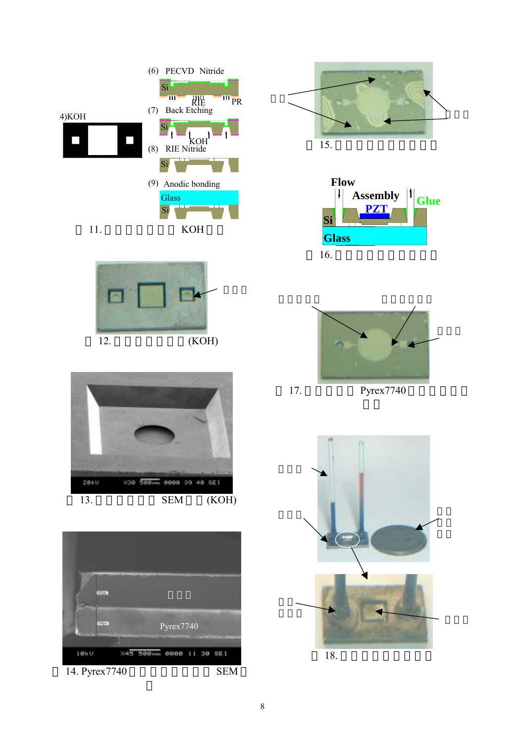(6) PECVD Nitride

Si RIE PR

(7) Back Etching

Si KOH

(8) RIE Nitride

Si

(9) Anodic bonding

Glass

Si

(4)KOH

圖 11. 　　　　　　 KOH 　

　　　

圖 12. 　　　　　　 (KOH)

圖 13. 　　　　　 SEM 　 (KOH)

　　　

Pyrex7740

圖 14. Pyrex7740 　　　　　　 SEM 　

　　

　　　

圖 15. 　　　　　　　　　

Flow

Assembly

PZT

Glue

Si

Glass

圖 16. 　　　　　　　　　

　　　　　　　　　

　　　

圖 17. 　　　　 Pyrex7740 　　　　　

　　

　　　

　　　

　　

　　

　　

　　

　　　

　　　

圖 18.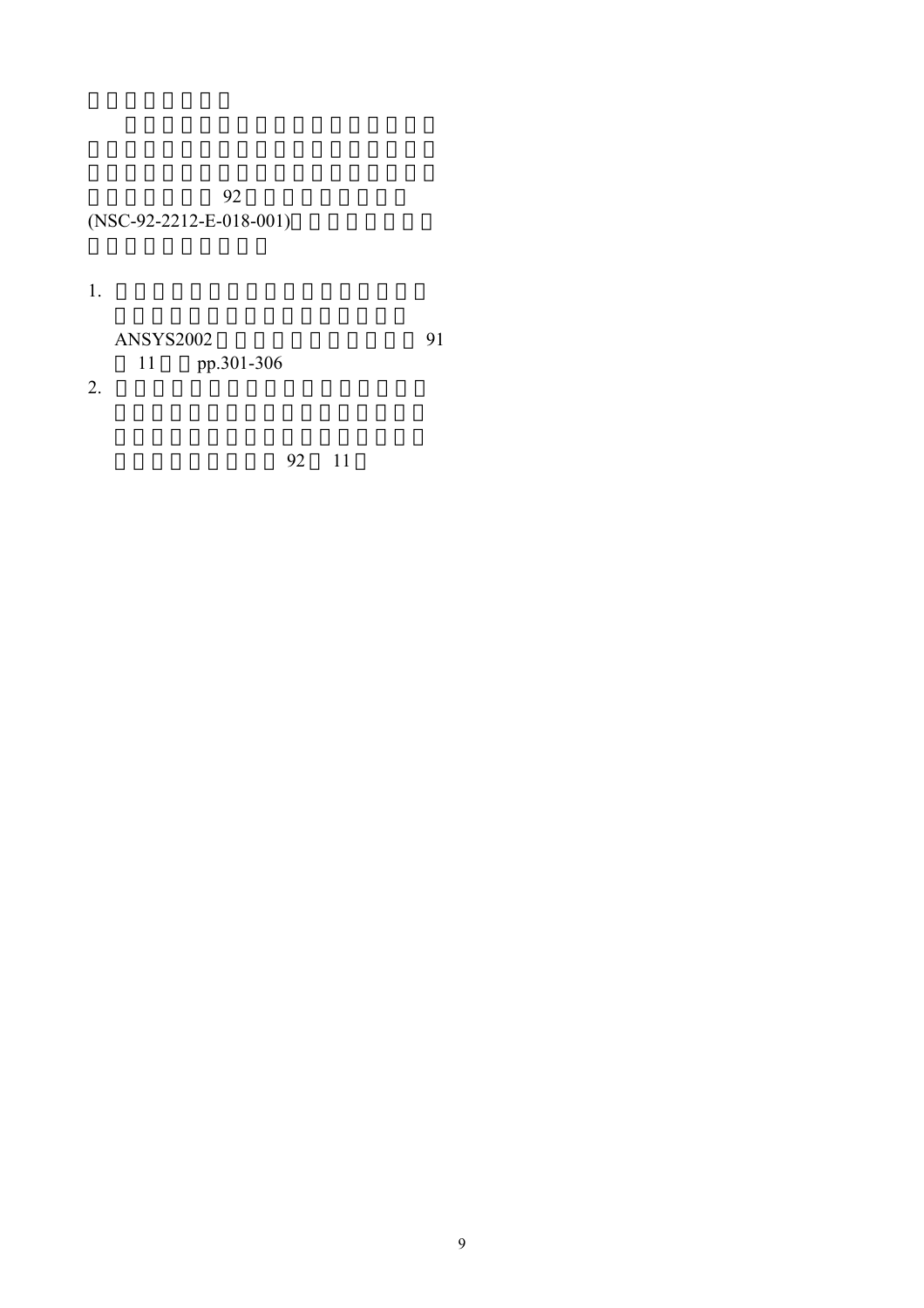92

(NSC-92-2212-E-018-001)

1. ANSYS2002 91 11 pp.301-306

2. 92 11